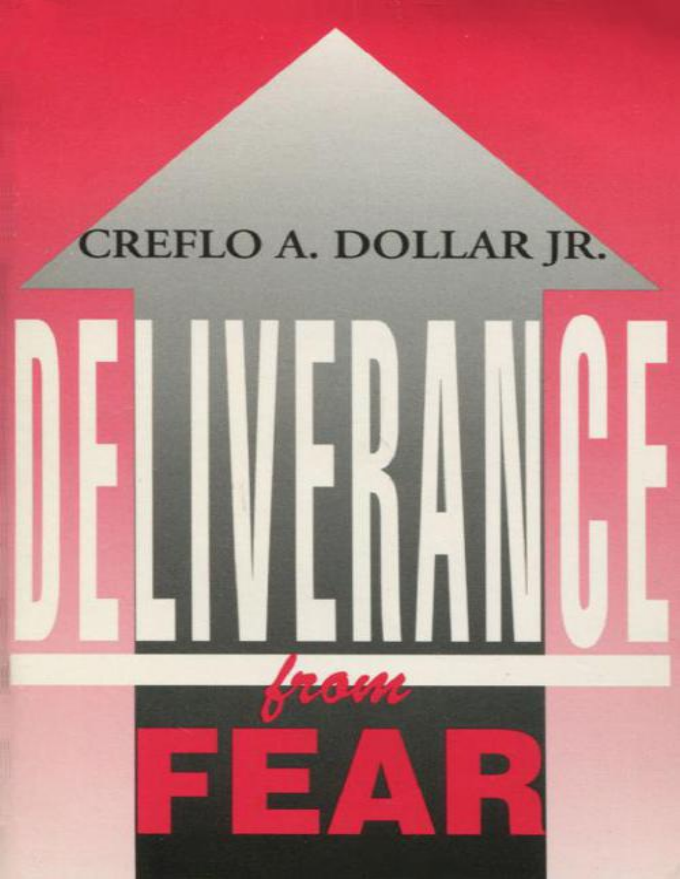CREFLO A. DOLLAR JR.

# DELIVERANCE *from* FEAR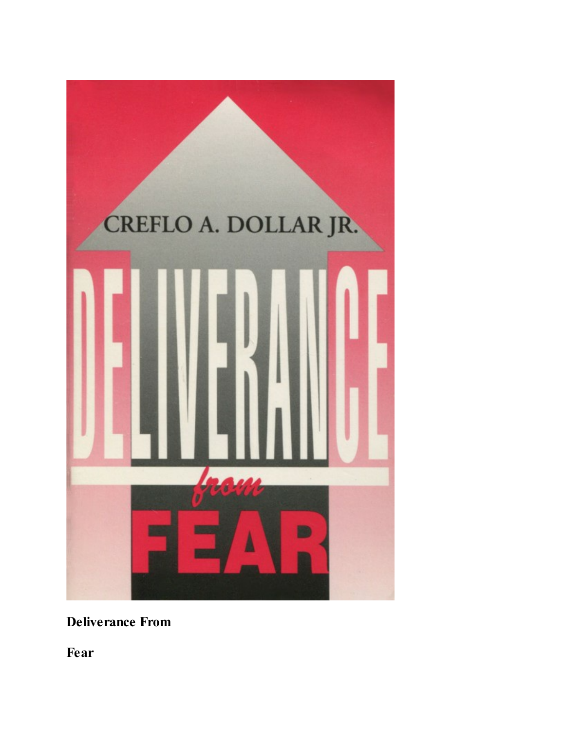**Deliverance From**

**Fear**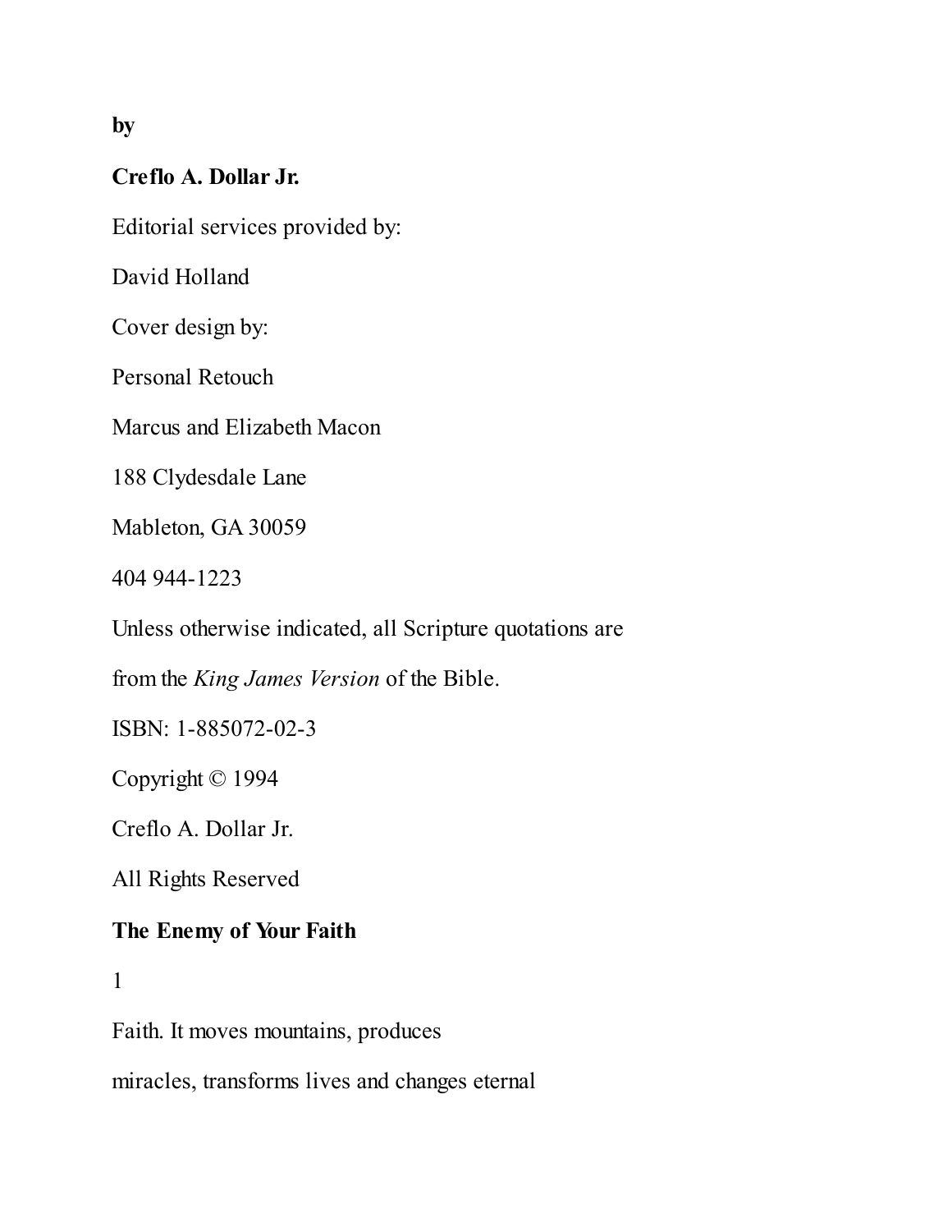**by**

**Creflo A. Dollar Jr.**

Editorial services provided by:

David Holland

Cover design by:

Personal Retouch

Marcus and Elizabeth Macon

188 Clydesdale Lane

Mableton, GA 30059

404 944-1223

Unless otherwise indicated, all Scripture quotations are from the *King James Version* of the Bible.

ISBN: 1-885072-02-3

Copyright © 1994

Creflo A. Dollar Jr.

All Rights Reserved

## The Enemy of Your Faith

1

Faith. It moves mountains, produces miracles, transforms lives and changes eternal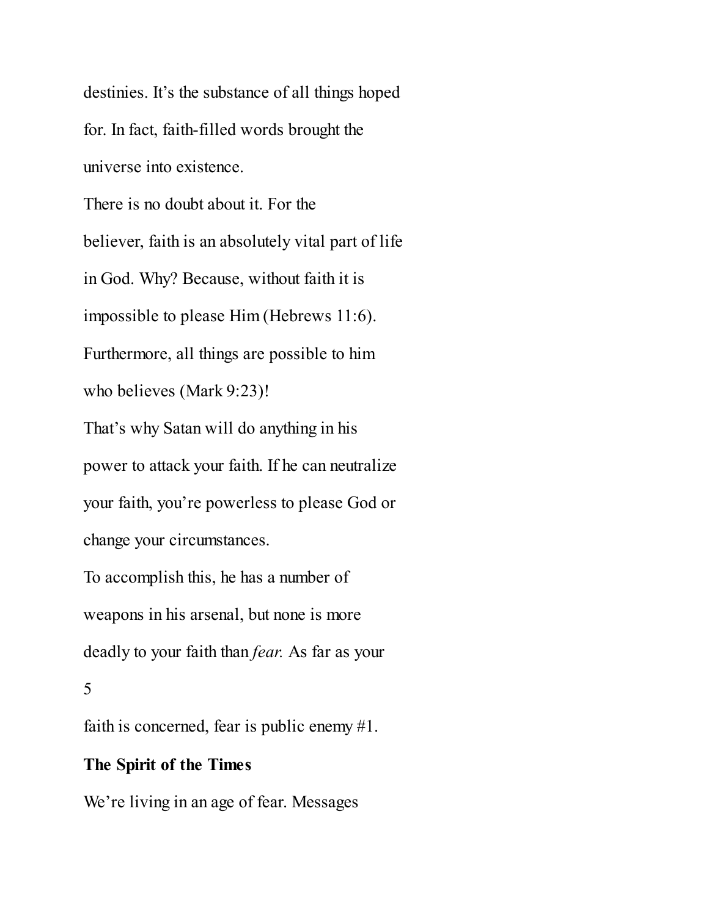destinies. It's the substance of all things hoped for. In fact, faith-filled words brought the universe into existence.

There is no doubt about it. For the believer, faith is an absolutely vital part of life in God. Why? Because, without faith it is impossible to please Him (Hebrews 11:6). Furthermore, all things are possible to him who believes (Mark 9:23)!

That's why Satan will do anything in his power to attack your faith. If he can neutralize your faith, you're powerless to please God or change your circumstances.

To accomplish this, he has a number of weapons in his arsenal, but none is more deadly to your faith than *fear*. As far as your faith is concerned, fear is public enemy #1.

**The Spirit of the Times**

We're living in an age of fear. Messages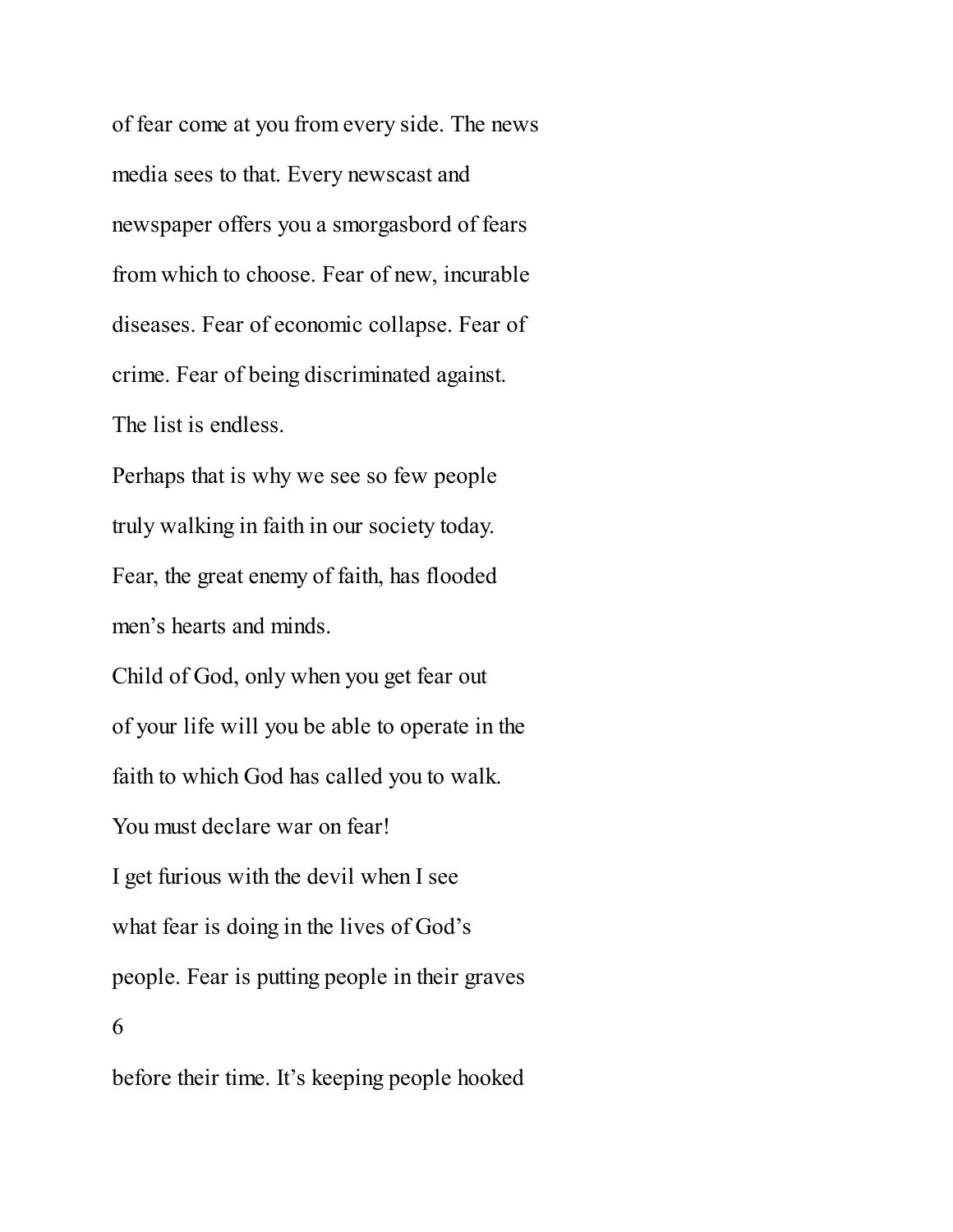of fear come at you from every side. The news media sees to that. Every newscast and newspaper offers you a smorgasbord of fears from which to choose. Fear of new, incurable diseases. Fear of economic collapse. Fear of crime. Fear of being discriminated against. The list is endless.

Perhaps that is why we see so few people truly walking in faith in our society today. Fear, the great enemy of faith, has flooded men's hearts and minds.

Child of God, only when you get fear out of your life will you be able to operate in the faith to which God has called you to walk. You must declare war on fear!

I get furious with the devil when I see what fear is doing in the lives of God's people. Fear is putting people in their graves before their time. It's keeping people hooked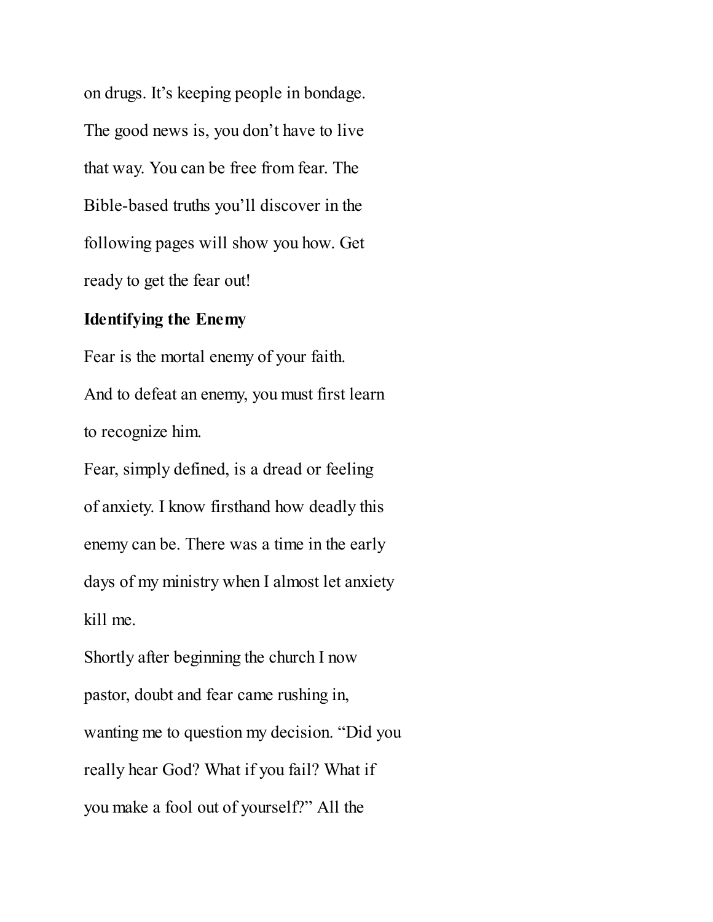on drugs. It's keeping people in bondage.

The good news is, you don't have to live that way. You can be free from fear. The Bible-based truths you'll discover in the following pages will show you how. Get ready to get the fear out!

**Identifying the Enemy**

Fear is the mortal enemy of your faith. And to defeat an enemy, you must first learn to recognize him.

Fear, simply defined, is a dread or feeling of anxiety. I know firsthand how deadly this enemy can be. There was a time in the early days of my ministry when I almost let anxiety kill me.

Shortly after beginning the church I now pastor, doubt and fear came rushing in, wanting me to question my decision. "Did you really hear God? What if you fail? What if you make a fool out of yourself?" All the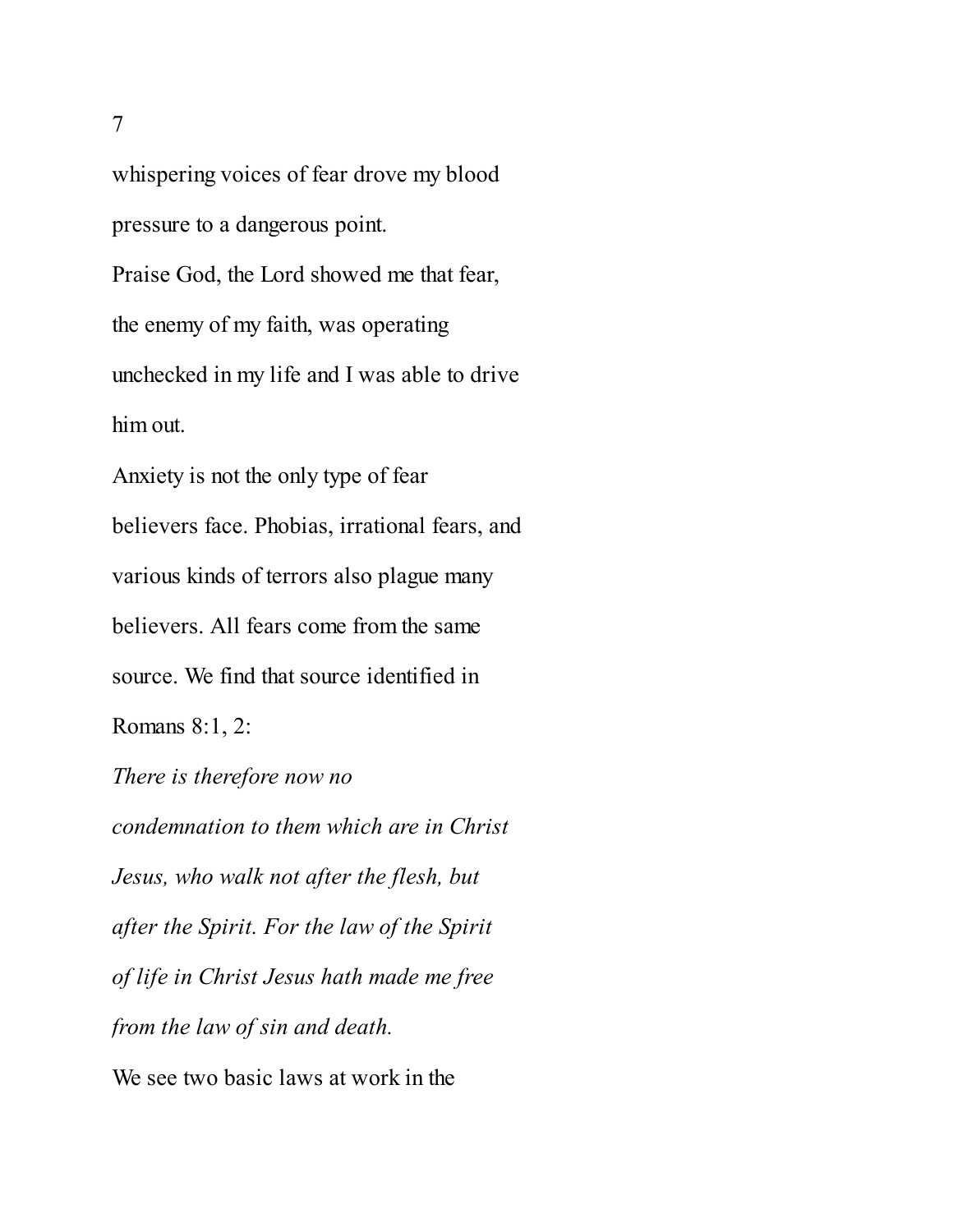whispering voices of fear drove my blood pressure to a dangerous point.

Praise God, the Lord showed me that fear, the enemy of my faith, was operating unchecked in my life and I was able to drive him out.

Anxiety is not the only type of fear believers face. Phobias, irrational fears, and various kinds of terrors also plague many believers. All fears come from the same source. We find that source identified in Romans 8:1, 2:

*There is therefore now no condemnation to them which are in Christ Jesus, who walk not after the flesh, but after the Spirit. For the law of the Spirit of life in Christ Jesus hath made me free from the law of sin and death.*

We see two basic laws at work in the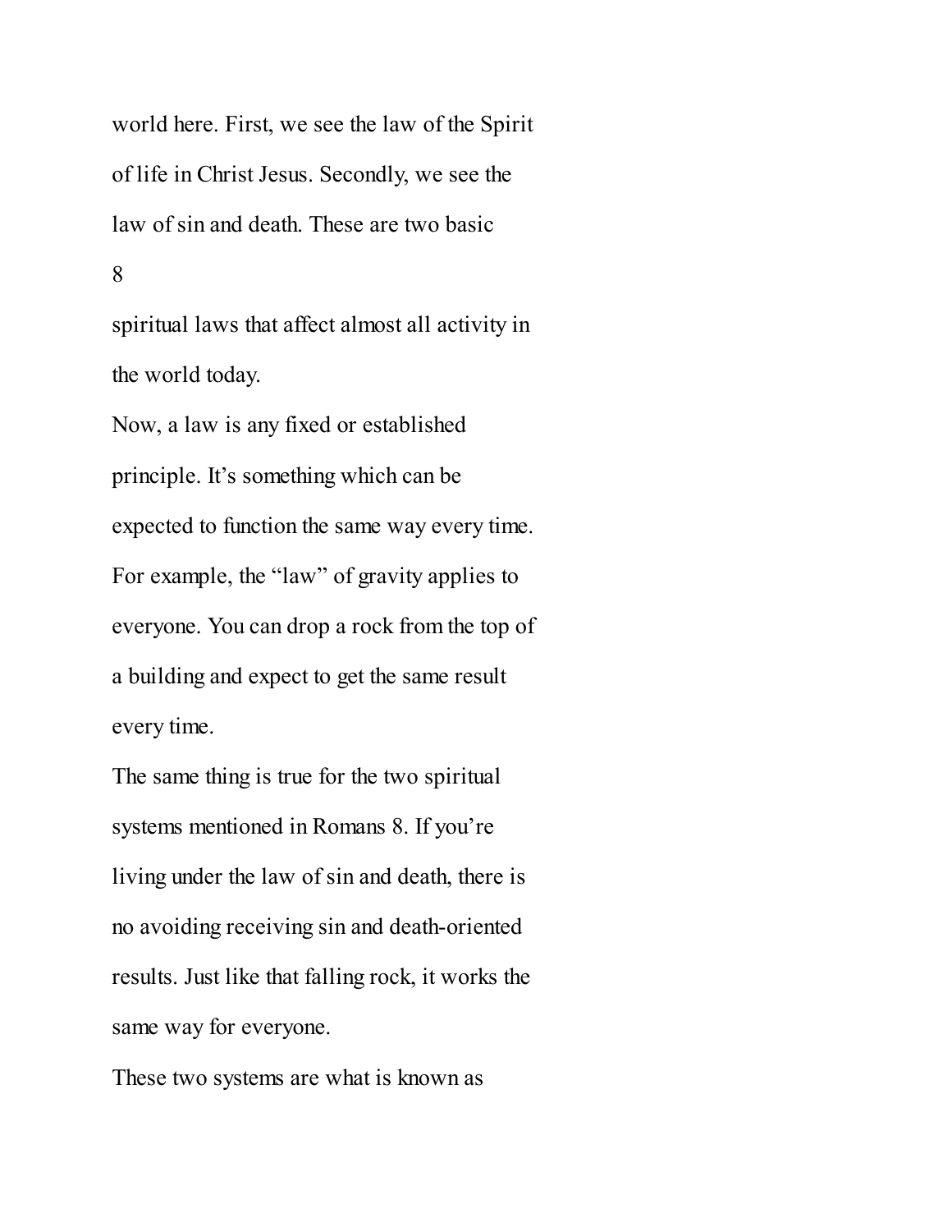world here. First, we see the law of the Spirit of life in Christ Jesus. Secondly, we see the law of sin and death. These are two basic spiritual laws that affect almost all activity in the world today.

Now, a law is any fixed or established principle. It's something which can be expected to function the same way every time. For example, the "law" of gravity applies to everyone. You can drop a rock from the top of a building and expect to get the same result every time.

The same thing is true for the two spiritual systems mentioned in Romans 8. If you're living under the law of sin and death, there is no avoiding receiving sin and death-oriented results. Just like that falling rock, it works the same way for everyone.

These two systems are what is known as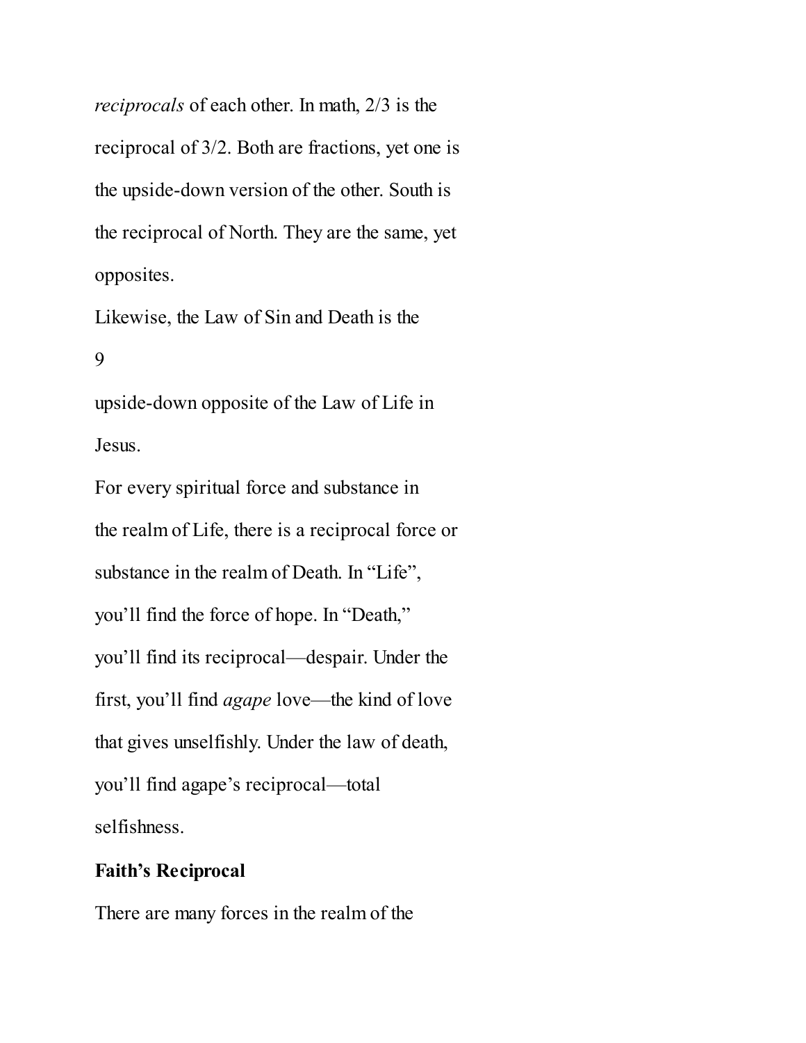*reciprocals* of each other. In math, 2/3 is the reciprocal of 3/2. Both are fractions, yet one is the upside-down version of the other. South is the reciprocal of North. They are the same, yet opposites.

Likewise, the Law of Sin and Death is the upside-down opposite of the Law of Life in Jesus.

For every spiritual force and substance in the realm of Life, there is a reciprocal force or substance in the realm of Death. In "Life", you'll find the force of hope. In "Death," you'll find its reciprocal—despair. Under the first, you'll find *agape* love—the kind of love that gives unselfishly. Under the law of death, you'll find agape's reciprocal—total selfishness.

**Faith's Reciprocal**

There are many forces in the realm of the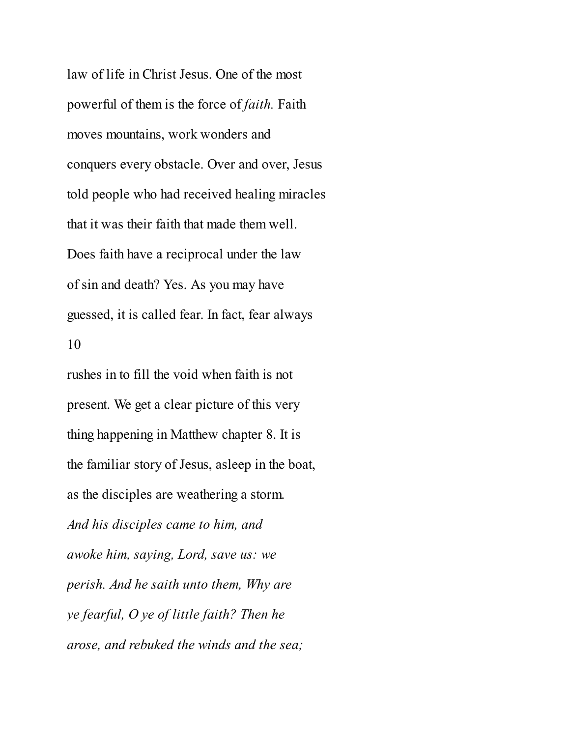law of life in Christ Jesus. One of the most powerful of them is the force of *faith.* Faith moves mountains, work wonders and conquers every obstacle. Over and over, Jesus told people who had received healing miracles that it was their faith that made them well. Does faith have a reciprocal under the law of sin and death? Yes. As you may have guessed, it is called fear. In fact, fear always rushes in to fill the void when faith is not present. We get a clear picture of this very thing happening in Matthew chapter 8. It is the familiar story of Jesus, asleep in the boat, as the disciples are weathering a storm.

*And his disciples came to him, and awoke him, saying, Lord, save us: we perish. And he saith unto them, Why are ye fearful, O ye of little faith? Then he arose, and rebuked the winds and the sea;*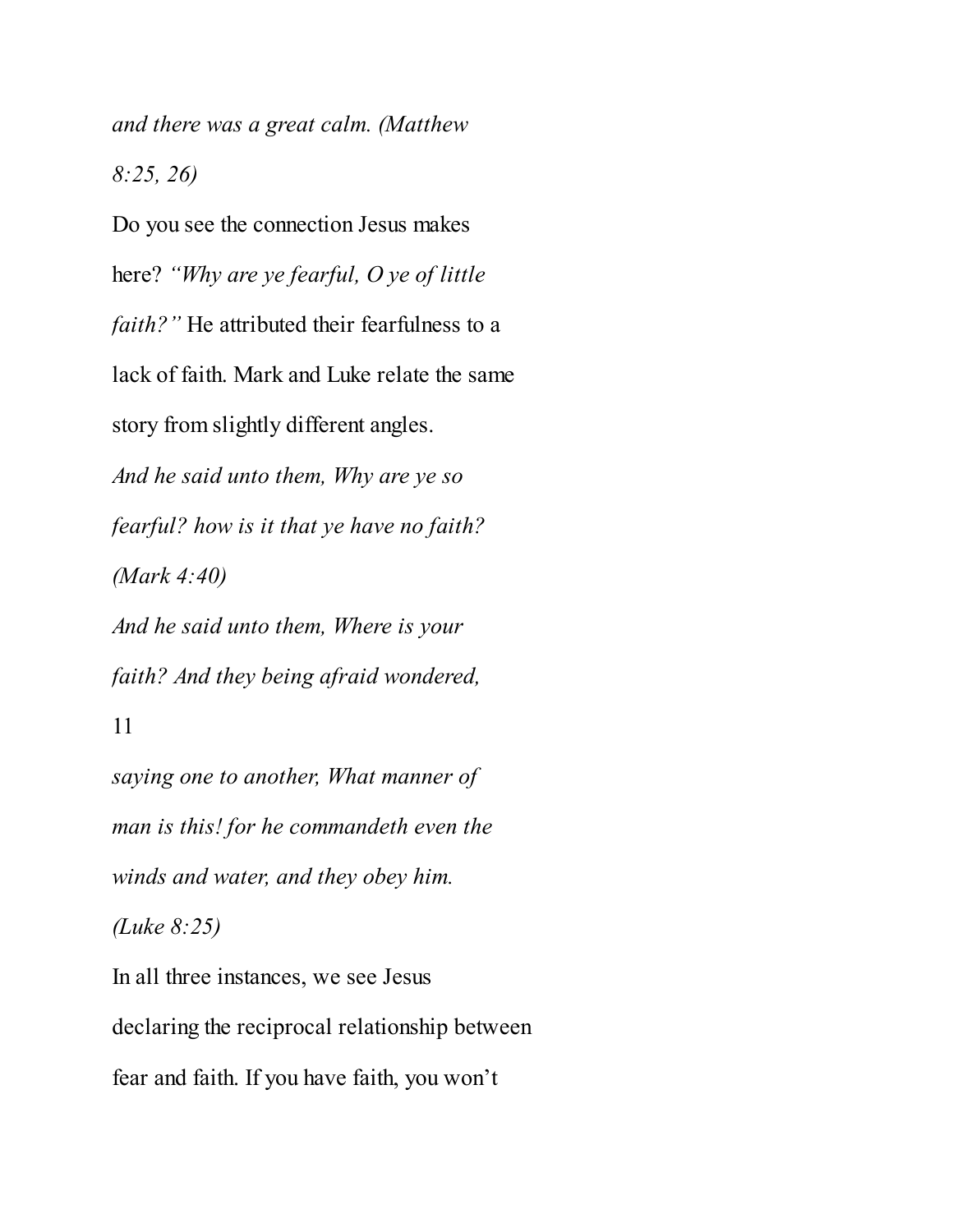*and there was a great calm. (Matthew 8:25, 26)*

Do you see the connection Jesus makes here? *"Why are ye fearful, O ye of little faith?"* He attributed their fearfulness to a lack of faith. Mark and Luke relate the same story from slightly different angles.

*And he said unto them, Why are ye so fearful? how is it that ye have no faith? (Mark 4:40)*

*And he said unto them, Where is your faith? And they being afraid wondered, saying one to another, What manner of man is this! for he commandeth even the winds and water, and they obey him. (Luke 8:25)*

In all three instances, we see Jesus declaring the reciprocal relationship between fear and faith. If you have faith, you won't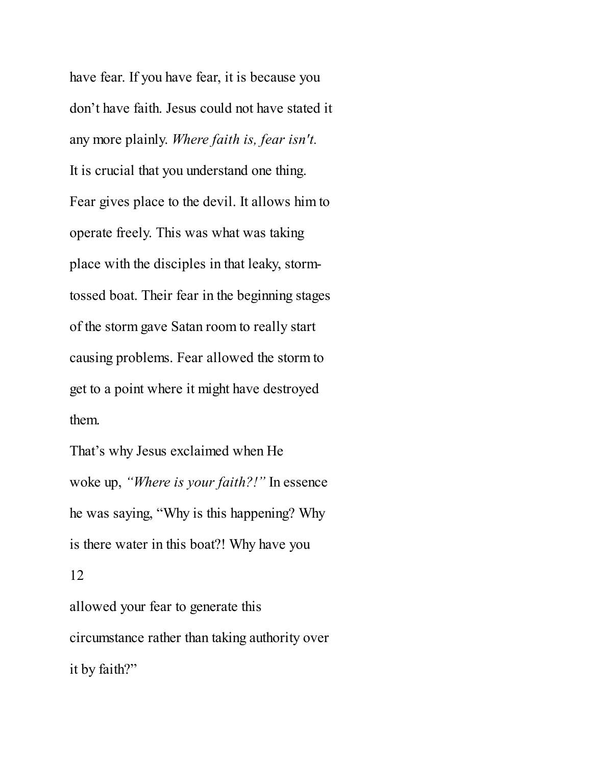have fear. If you have fear, it is because you don't have faith. Jesus could not have stated it any more plainly. *Where faith is, fear isn't.*

It is crucial that you understand one thing. Fear gives place to the devil. It allows him to operate freely. This was what was taking place with the disciples in that leaky, storm-tossed boat. Their fear in the beginning stages of the storm gave Satan room to really start causing problems. Fear allowed the storm to get to a point where it might have destroyed them.

That's why Jesus exclaimed when He woke up, *"Where is your faith?!"* In essence he was saying, "Why is this happening? Why is there water in this boat?! Why have you allowed your fear to generate this circumstance rather than taking authority over it by faith?"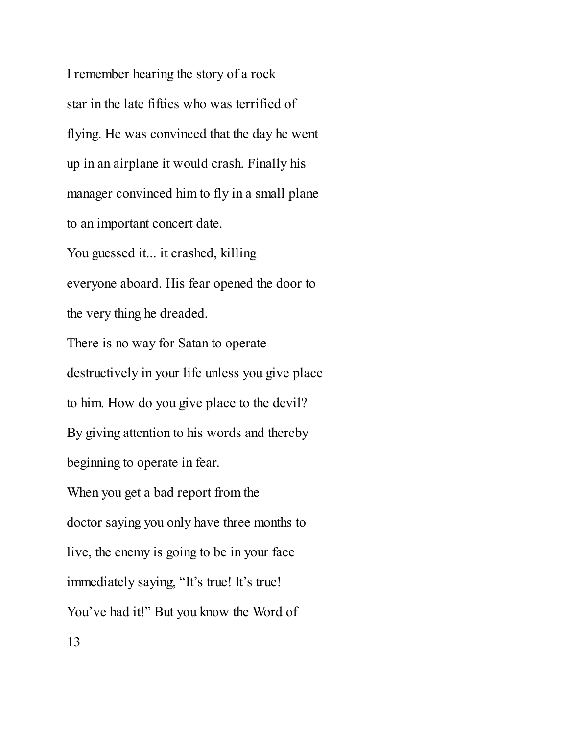I remember hearing the story of a rock star in the late fifties who was terrified of flying. He was convinced that the day he went up in an airplane it would crash. Finally his manager convinced him to fly in a small plane to an important concert date.

You guessed it... it crashed, killing everyone aboard. His fear opened the door to the very thing he dreaded.

There is no way for Satan to operate destructively in your life unless you give place to him. How do you give place to the devil? By giving attention to his words and thereby beginning to operate in fear.

When you get a bad report from the doctor saying you only have three months to live, the enemy is going to be in your face immediately saying, “It’s true! It’s true! You’ve had it!” But you know the Word of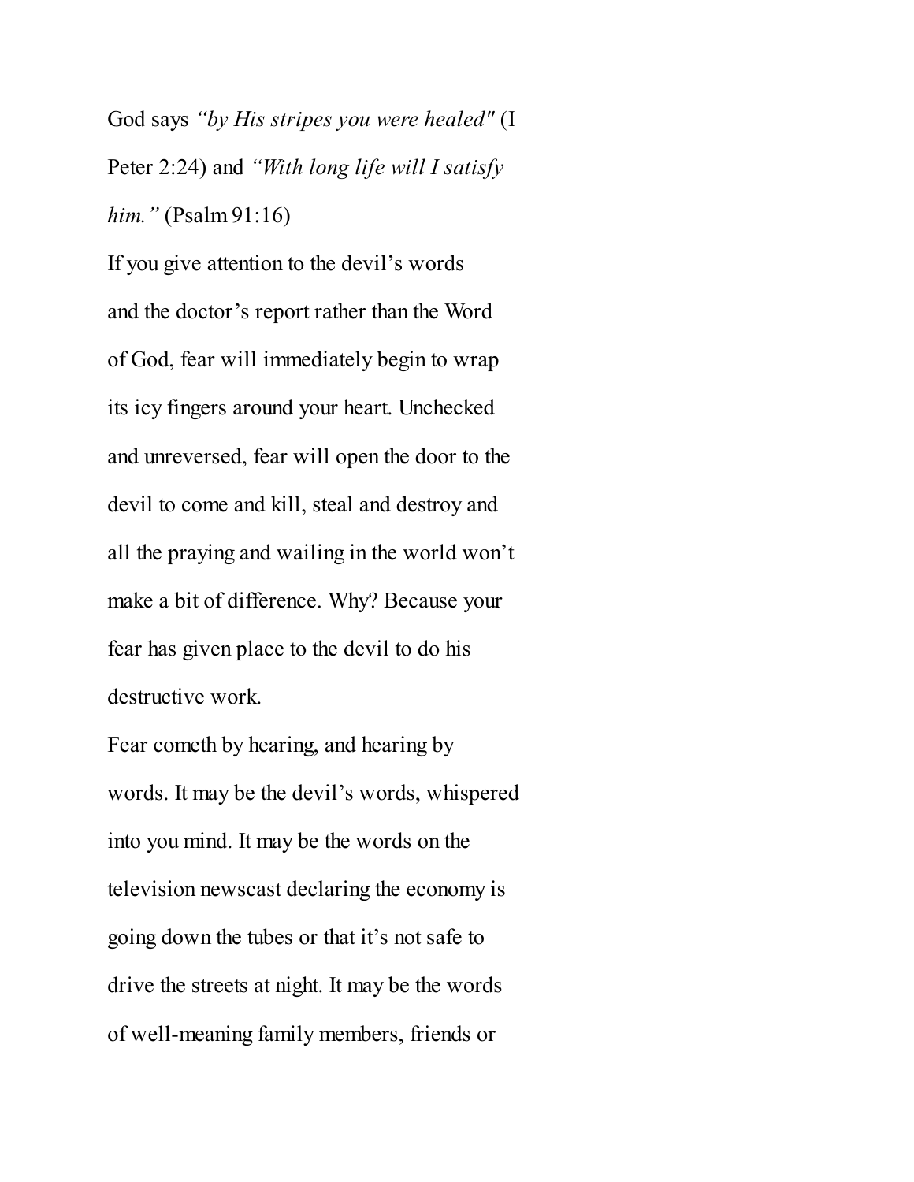God says *"by His stripes you were healed"* (I Peter 2:24) and *"With long life will I satisfy him."* (Psalm 91:16)

If you give attention to the devil's words and the doctor's report rather than the Word of God, fear will immediately begin to wrap its icy fingers around your heart. Unchecked and unreversed, fear will open the door to the devil to come and kill, steal and destroy and all the praying and wailing in the world won't make a bit of difference. Why? Because your fear has given place to the devil to do his destructive work.

Fear cometh by hearing, and hearing by words. It may be the devil's words, whispered into you mind. It may be the words on the television newscast declaring the economy is going down the tubes or that it's not safe to drive the streets at night. It may be the words of well-meaning family members, friends or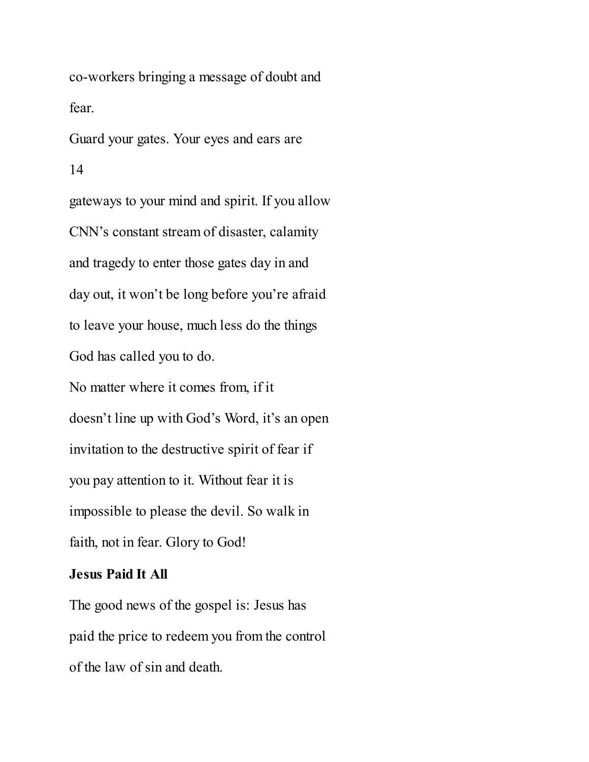co-workers bringing a message of doubt and fear.

Guard your gates. Your eyes and ears are gateways to your mind and spirit. If you allow CNN's constant stream of disaster, calamity and tragedy to enter those gates day in and day out, it won't be long before you're afraid to leave your house, much less do the things God has called you to do.

No matter where it comes from, if it doesn't line up with God's Word, it's an open invitation to the destructive spirit of fear if you pay attention to it. Without fear it is impossible to please the devil. So walk in faith, not in fear. Glory to God!

**Jesus Paid It All**

The good news of the gospel is: Jesus has paid the price to redeem you from the control of the law of sin and death.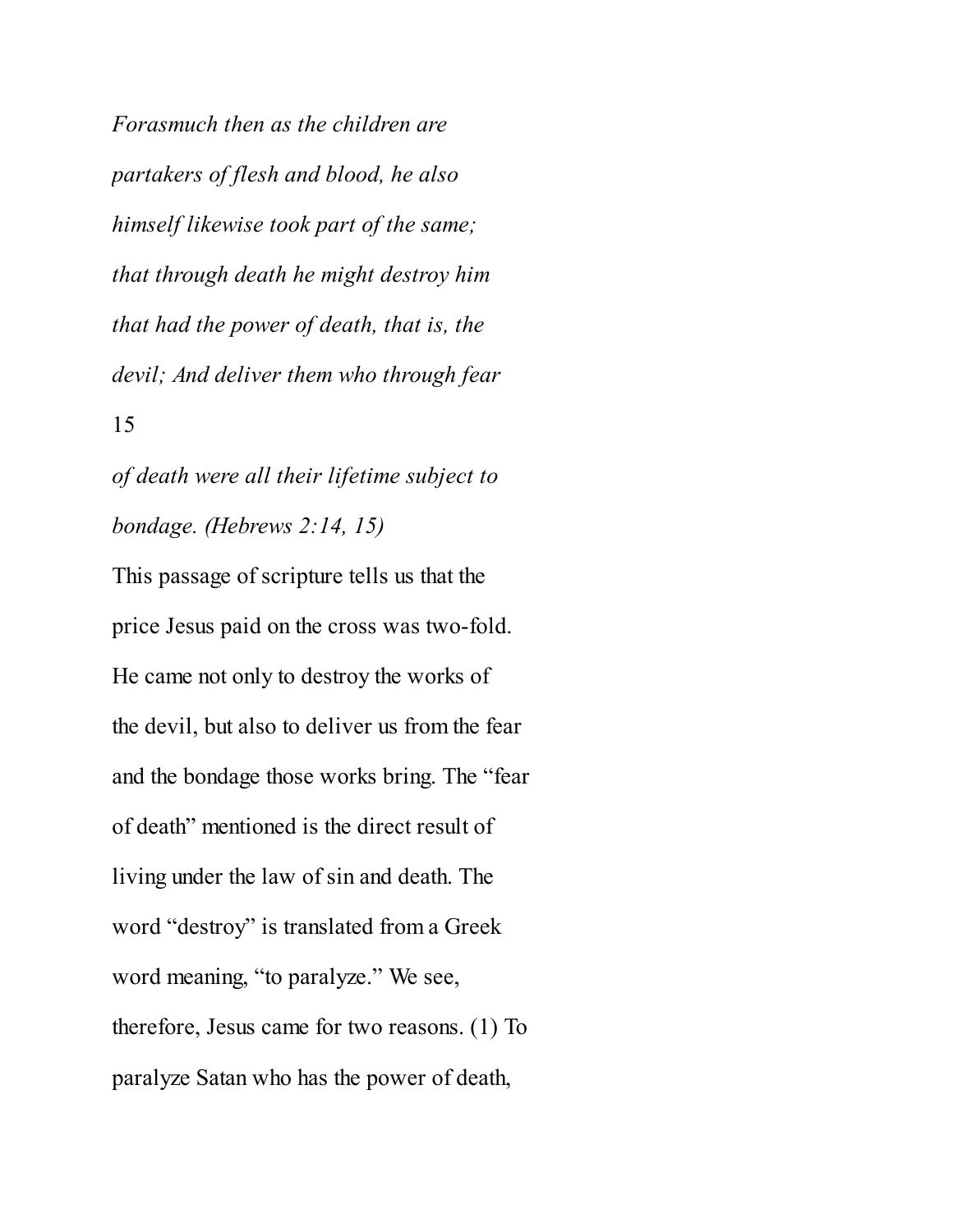*Forasmuch then as the children are partakers of flesh and blood, he also himself likewise took part of the same; that through death he might destroy him that had the power of death, that is, the devil; And deliver them who through fear of death were all their lifetime subject to bondage. (Hebrews 2:14, 15)*

This passage of scripture tells us that the price Jesus paid on the cross was two-fold. He came not only to destroy the works of the devil, but also to deliver us from the fear and the bondage those works bring. The "fear of death" mentioned is the direct result of living under the law of sin and death. The word "destroy" is translated from a Greek word meaning, "to paralyze." We see, therefore, Jesus came for two reasons. (1) To paralyze Satan who has the power of death,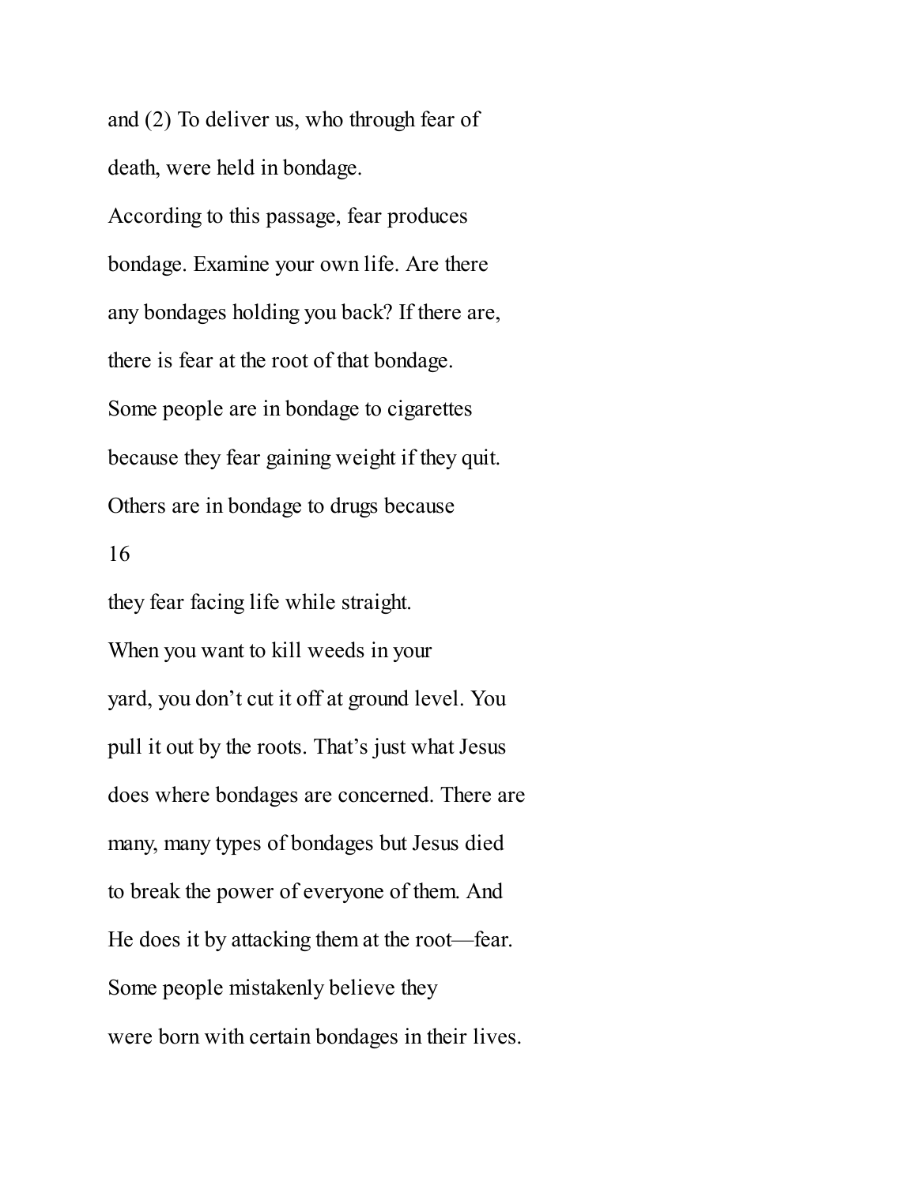and (2) To deliver us, who through fear of death, were held in bondage.

According to this passage, fear produces bondage. Examine your own life. Are there any bondages holding you back? If there are, there is fear at the root of that bondage.

Some people are in bondage to cigarettes because they fear gaining weight if they quit. Others are in bondage to drugs because they fear facing life while straight.

When you want to kill weeds in your yard, you don't cut it off at ground level. You pull it out by the roots. That's just what Jesus does where bondages are concerned. There are many, many types of bondages but Jesus died to break the power of everyone of them. And He does it by attacking them at the root—fear.

Some people mistakenly believe they were born with certain bondages in their lives.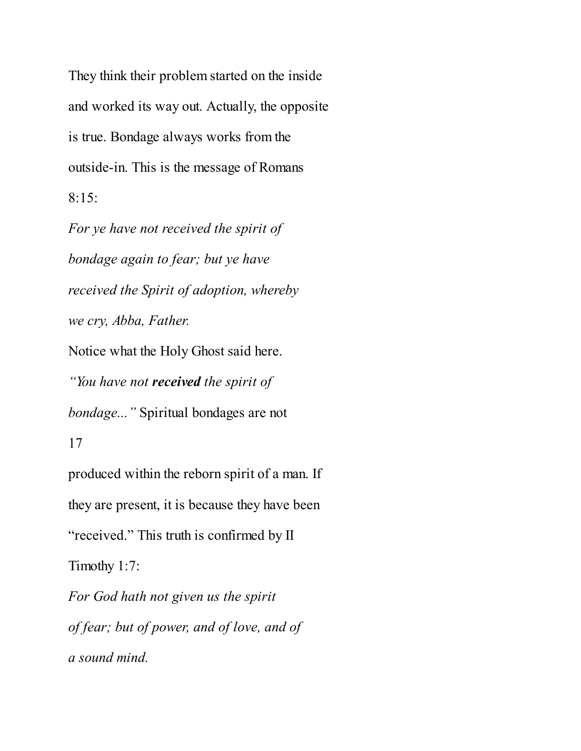They think their problem started on the inside and worked its way out. Actually, the opposite is true. Bondage always works from the outside-in. This is the message of Romans 8:15:

*For ye have not received the spirit of bondage again to fear; but ye have received the Spirit of adoption, whereby we cry, Abba, Father.*

Notice what the Holy Ghost said here. *"You have not **received** the spirit of bondage..."* Spiritual bondages are not produced within the reborn spirit of a man. If they are present, it is because they have been "received." This truth is confirmed by II Timothy 1:7:

*For God hath not given us the spirit of fear; but of power, and of love, and of a sound mind.*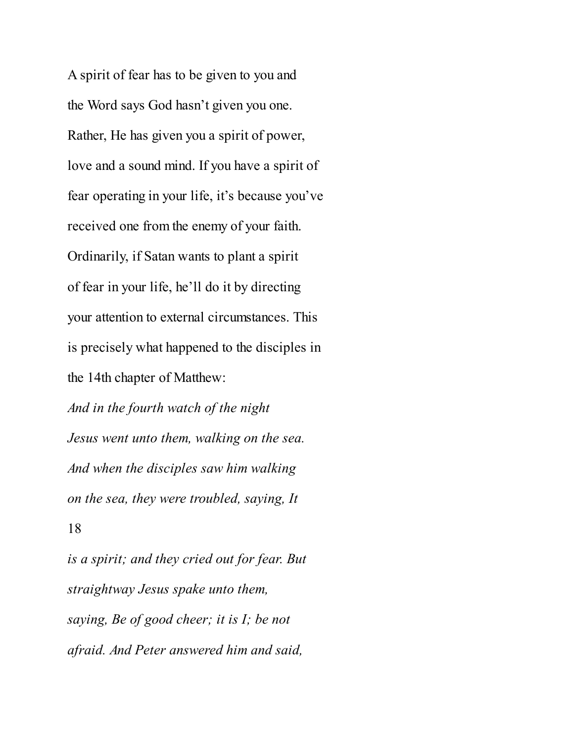A spirit of fear has to be given to you and the Word says God hasn't given you one. Rather, He has given you a spirit of power, love and a sound mind. If you have a spirit of fear operating in your life, it's because you've received one from the enemy of your faith. Ordinarily, if Satan wants to plant a spirit of fear in your life, he'll do it by directing your attention to external circumstances. This is precisely what happened to the disciples in the 14th chapter of Matthew:

*And in the fourth watch of the night Jesus went unto them, walking on the sea. And when the disciples saw him walking on the sea, they were troubled, saying, It is a spirit; and they cried out for fear. But straightway Jesus spake unto them, saying, Be of good cheer; it is I; be not afraid. And Peter answered him and said,*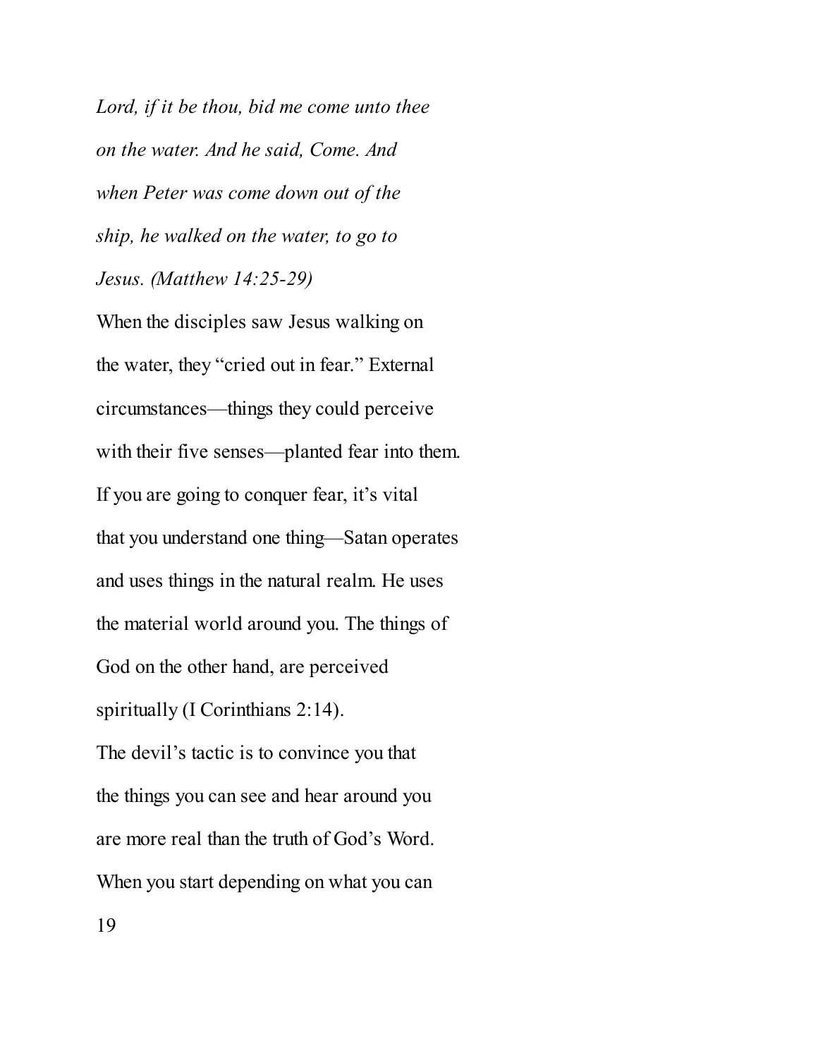*Lord, if it be thou, bid me come unto thee on the water. And he said, Come. And when Peter was come down out of the ship, he walked on the water, to go to Jesus. (Matthew 14:25-29)*

When the disciples saw Jesus walking on the water, they "cried out in fear." External circumstances—things they could perceive with their five senses—planted fear into them. If you are going to conquer fear, it's vital that you understand one thing—Satan operates and uses things in the natural realm. He uses the material world around you. The things of God on the other hand, are perceived spiritually (I Corinthians 2:14).

The devil's tactic is to convince you that the things you can see and hear around you are more real than the truth of God's Word. When you start depending on what you can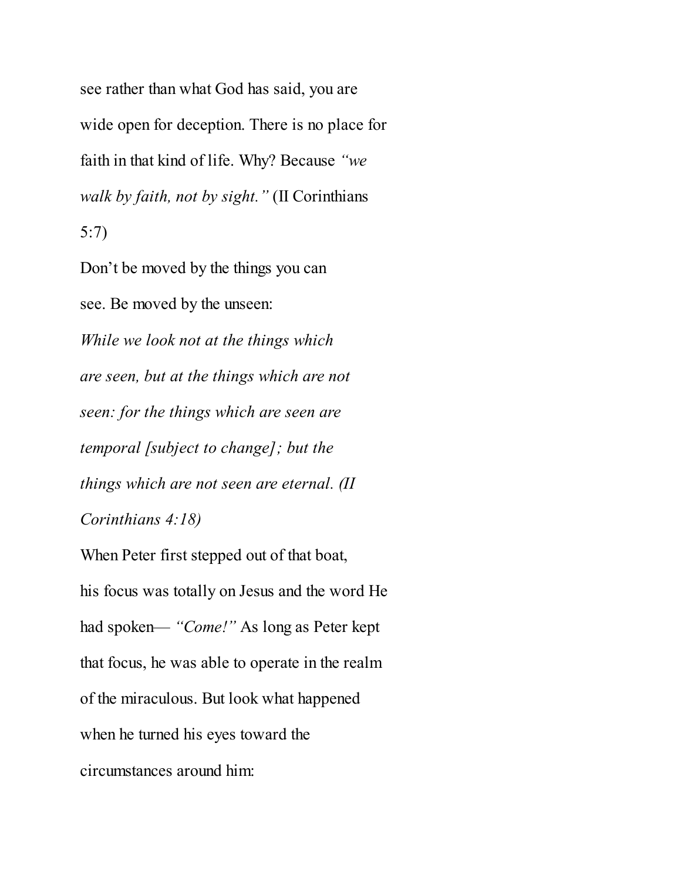see rather than what God has said, you are wide open for deception. There is no place for faith in that kind of life. Why? Because *"we walk by faith, not by sight."* (II Corinthians 5:7)

Don't be moved by the things you can see. Be moved by the unseen:

*While we look not at the things which are seen, but at the things which are not seen: for the things which are seen are temporal [subject to change]; but the things which are not seen are eternal. (II Corinthians 4:18)*

When Peter first stepped out of that boat, his focus was totally on Jesus and the word He had spoken— *"Come!"* As long as Peter kept that focus, he was able to operate in the realm of the miraculous. But look what happened when he turned his eyes toward the circumstances around him: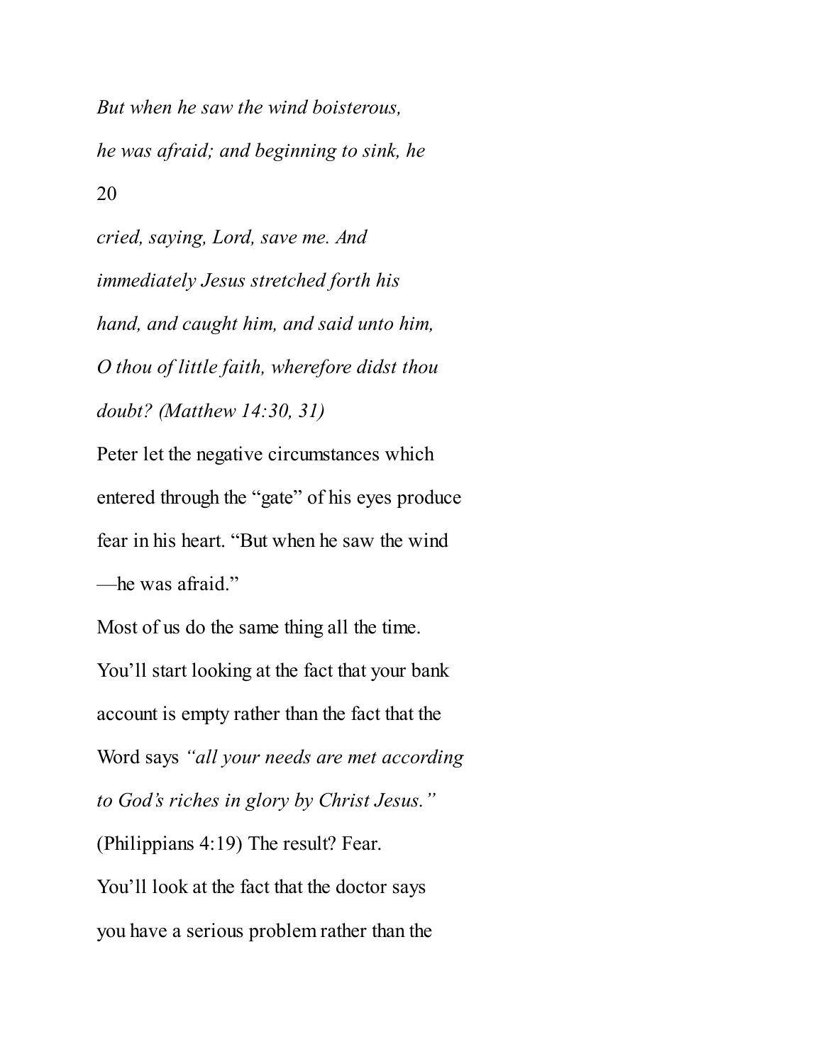*But when he saw the wind boisterous, he was afraid; and beginning to sink, he cried, saying, Lord, save me. And immediately Jesus stretched forth his hand, and caught him, and said unto him, O thou of little faith, wherefore didst thou doubt? (Matthew 14:30, 31)*

Peter let the negative circumstances which entered through the "gate" of his eyes produce fear in his heart. "But when he saw the wind—he was afraid."

Most of us do the same thing all the time. You'll start looking at the fact that your bank account is empty rather than the fact that the Word says *"all your needs are met according to God's riches in glory by Christ Jesus."* (Philippians 4:19) The result? Fear.

You'll look at the fact that the doctor says you have a serious problem rather than the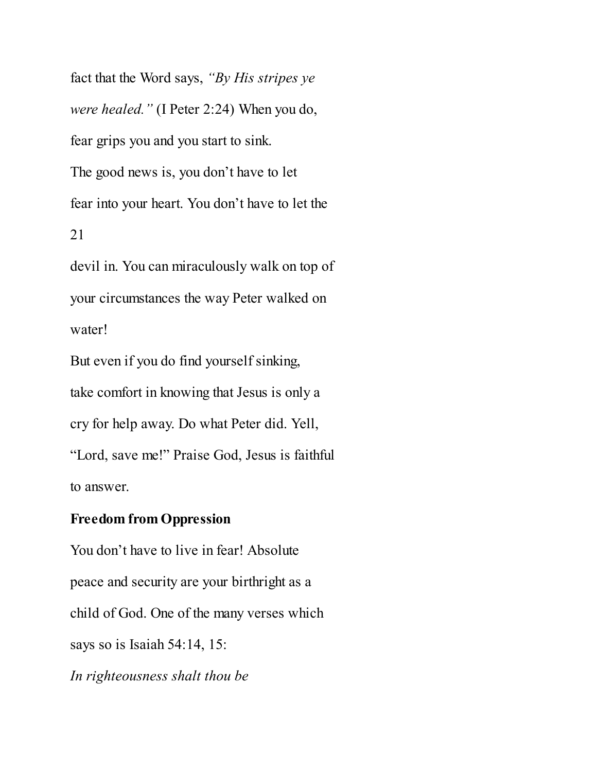fact that the Word says, *"By His stripes ye were healed."* (I Peter 2:24) When you do, fear grips you and you start to sink.

The good news is, you don't have to let fear into your heart. You don't have to let the devil in. You can miraculously walk on top of your circumstances the way Peter walked on water!

But even if you do find yourself sinking, take comfort in knowing that Jesus is only a cry for help away. Do what Peter did. Yell, "Lord, save me!" Praise God, Jesus is faithful to answer.

**Freedom from Oppression**

You don't have to live in fear! Absolute peace and security are your birthright as a child of God. One of the many verses which says so is Isaiah 54:14, 15:

*In righteousness shalt thou be*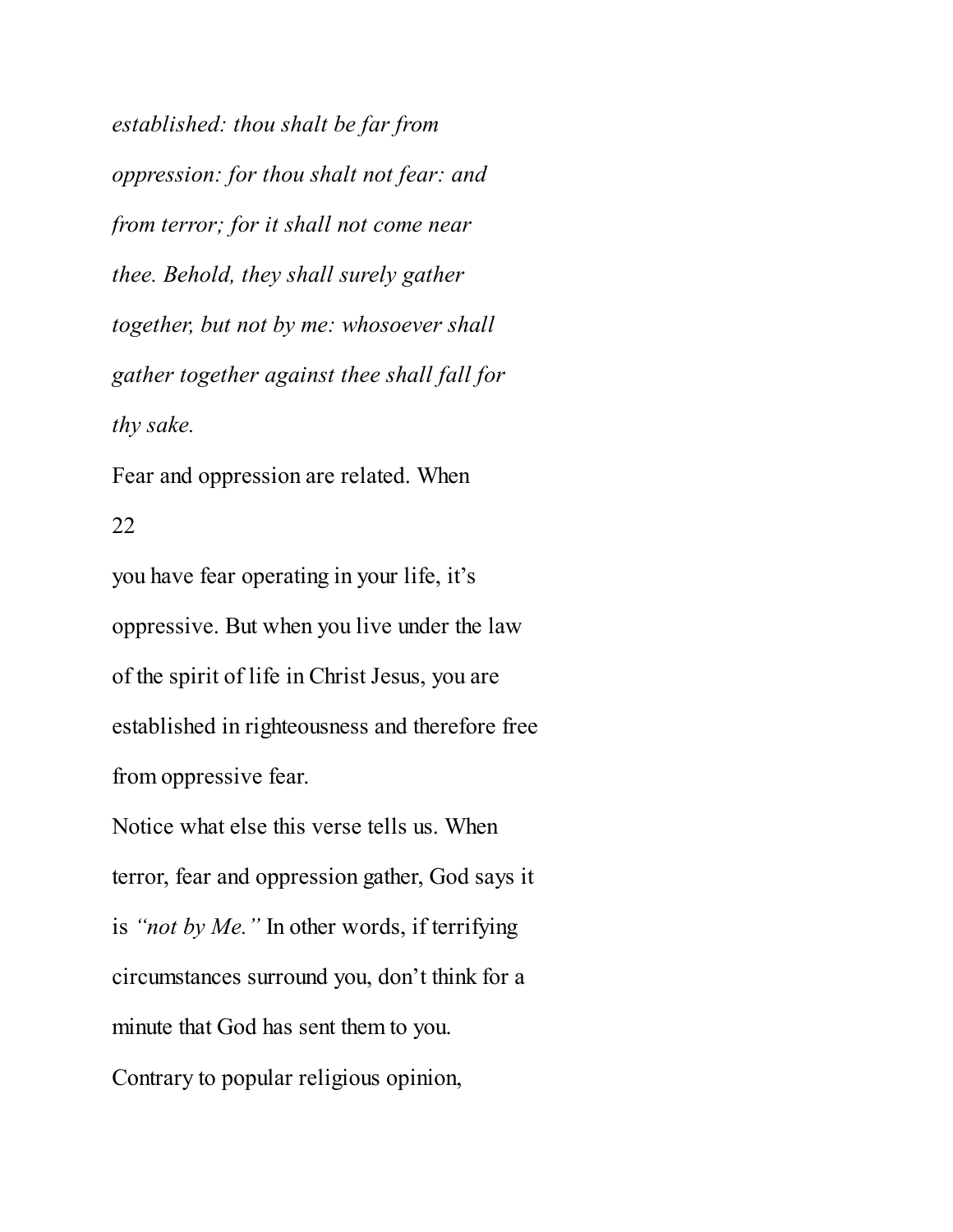*established: thou shalt be far from oppression: for thou shalt not fear: and from terror; for it shall not come near thee. Behold, they shall surely gather together, but not by me: whosoever shall gather together against thee shall fall for thy sake.*

Fear and oppression are related. When you have fear operating in your life, it's oppressive. But when you live under the law of the spirit of life in Christ Jesus, you are established in righteousness and therefore free from oppressive fear.

Notice what else this verse tells us. When terror, fear and oppression gather, God says it is *"not by Me."* In other words, if terrifying circumstances surround you, don't think for a minute that God has sent them to you.

Contrary to popular religious opinion,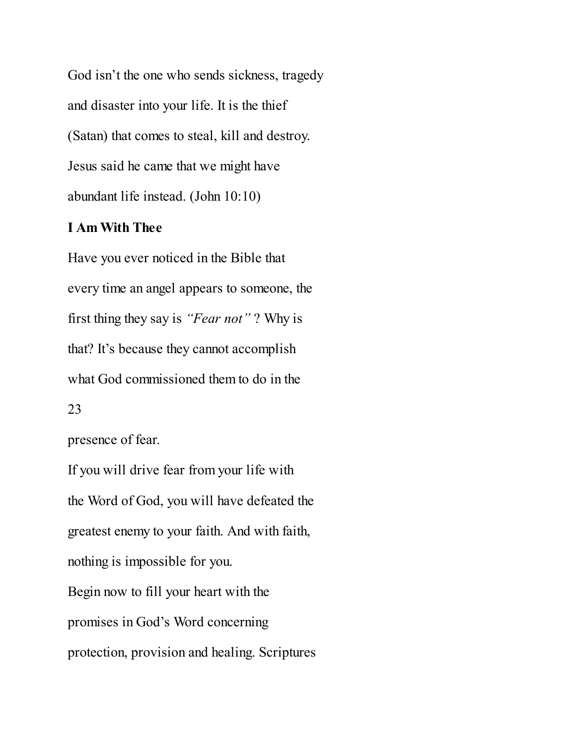God isn't the one who sends sickness, tragedy and disaster into your life. It is the thief (Satan) that comes to steal, kill and destroy. Jesus said he came that we might have abundant life instead. (John 10:10)

**I Am With Thee**

Have you ever noticed in the Bible that every time an angel appears to someone, the first thing they say is *"Fear not"* ? Why is that? It's because they cannot accomplish what God commissioned them to do in the presence of fear.

If you will drive fear from your life with the Word of God, you will have defeated the greatest enemy to your faith. And with faith, nothing is impossible for you.

Begin now to fill your heart with the promises in God's Word concerning protection, provision and healing. Scriptures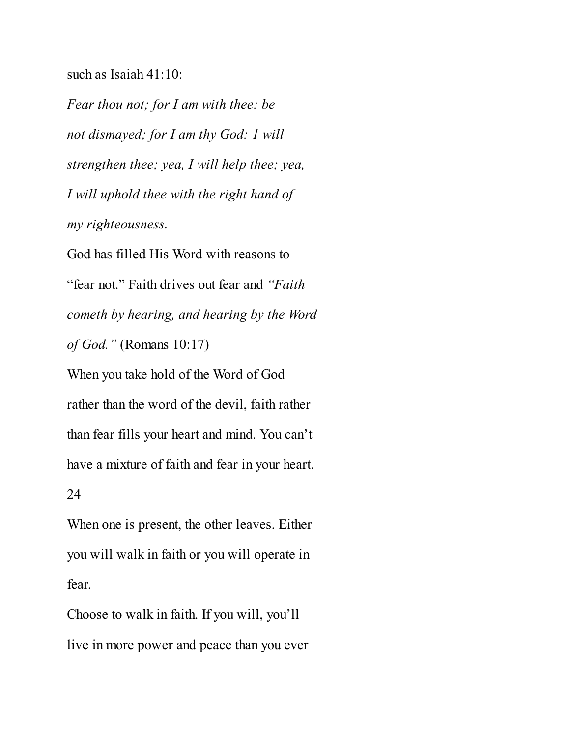such as Isaiah 41:10:

*Fear thou not; for I am with thee: be not dismayed; for I am thy God: 1 will strengthen thee; yea, I will help thee; yea, I will uphold thee with the right hand of my righteousness.*

God has filled His Word with reasons to "fear not." Faith drives out fear and *"Faith cometh by hearing, and hearing by the Word of God."* (Romans 10:17)

When you take hold of the Word of God rather than the word of the devil, faith rather than fear fills your heart and mind. You can't have a mixture of faith and fear in your heart. When one is present, the other leaves. Either you will walk in faith or you will operate in fear.

Choose to walk in faith. If you will, you'll live in more power and peace than you ever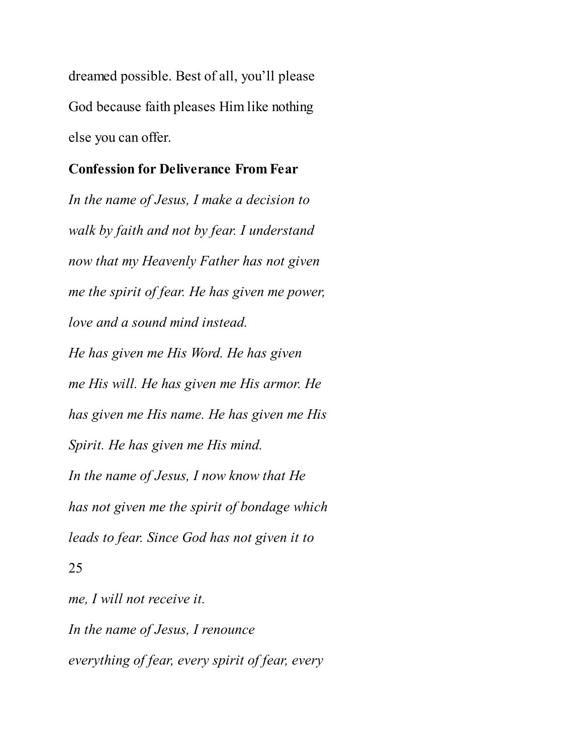dreamed possible. Best of all, you'll please God because faith pleases Him like nothing else you can offer.

**Confession for Deliverance From Fear**

*In the name of Jesus, I make a decision to walk by faith and not by fear. I understand now that my Heavenly Father has not given me the spirit of fear. He has given me power, love and a sound mind instead.*

*He has given me His Word. He has given me His will. He has given me His armor. He has given me His name. He has given me His Spirit. He has given me His mind.*

*In the name of Jesus, I now know that He has not given me the spirit of bondage which leads to fear. Since God has not given it to me, I will not receive it.*

*In the name of Jesus, I renounce everything of fear, every spirit of fear, every*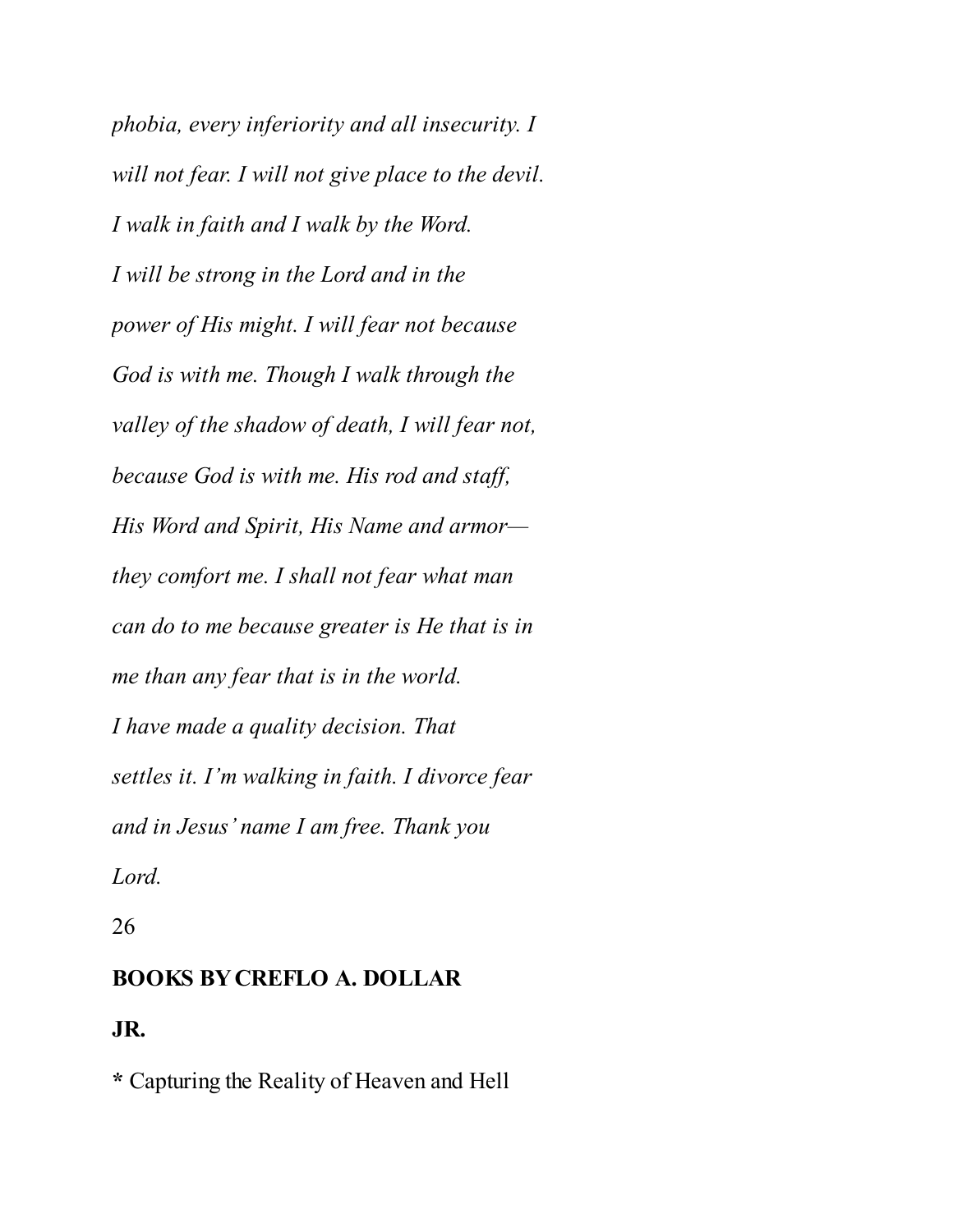*phobia, every inferiority and all insecurity. I will not fear. I will not give place to the devil. I walk in faith and I walk by the Word. I will be strong in the Lord and in the power of His might. I will fear not because God is with me. Though I walk through the valley of the shadow of death, I will fear not, because God is with me. His rod and staff, His Word and Spirit, His Name and armor—they comfort me. I shall not fear what man can do to me because greater is He that is in me than any fear that is in the world. I have made a quality decision. That settles it. I'm walking in faith. I divorce fear and in Jesus' name I am free. Thank you Lord.*

## BOOKS BY CREFLO A. DOLLAR JR.

* Capturing the Reality of Heaven and Hell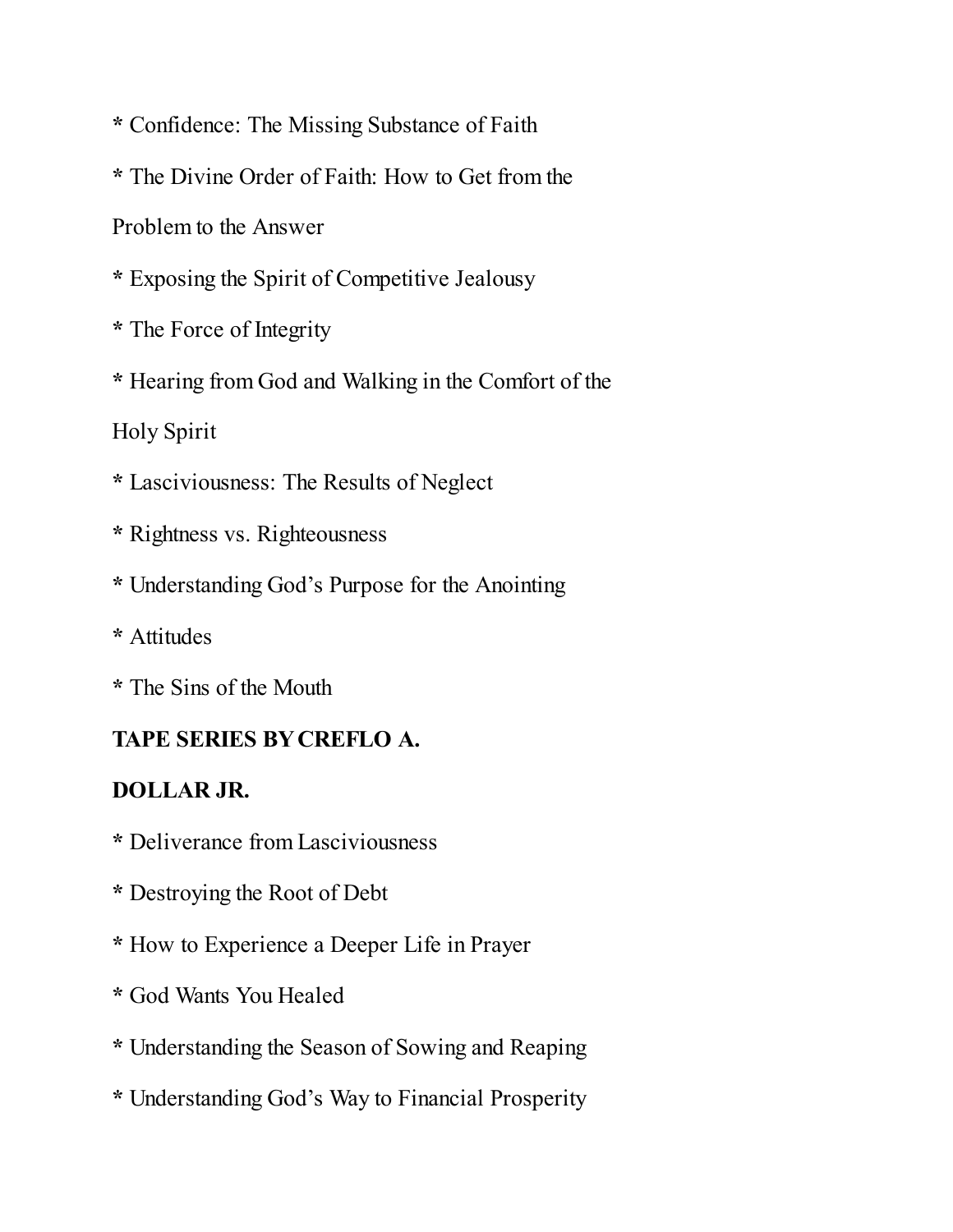* Confidence: The Missing Substance of Faith

* The Divine Order of Faith: How to Get from the Problem to the Answer

* Exposing the Spirit of Competitive Jealousy

* The Force of Integrity

* Hearing from God and Walking in the Comfort of the Holy Spirit

* Lasciviousness: The Results of Neglect

* Rightness vs. Righteousness

* Understanding God's Purpose for the Anointing

* Attitudes

* The Sins of the Mouth

**TAPE SERIES BY CREFLO A. DOLLAR JR.**

* Deliverance from Lasciviousness

* Destroying the Root of Debt

* How to Experience a Deeper Life in Prayer

* God Wants You Healed

* Understanding the Season of Sowing and Reaping

* Understanding God's Way to Financial Prosperity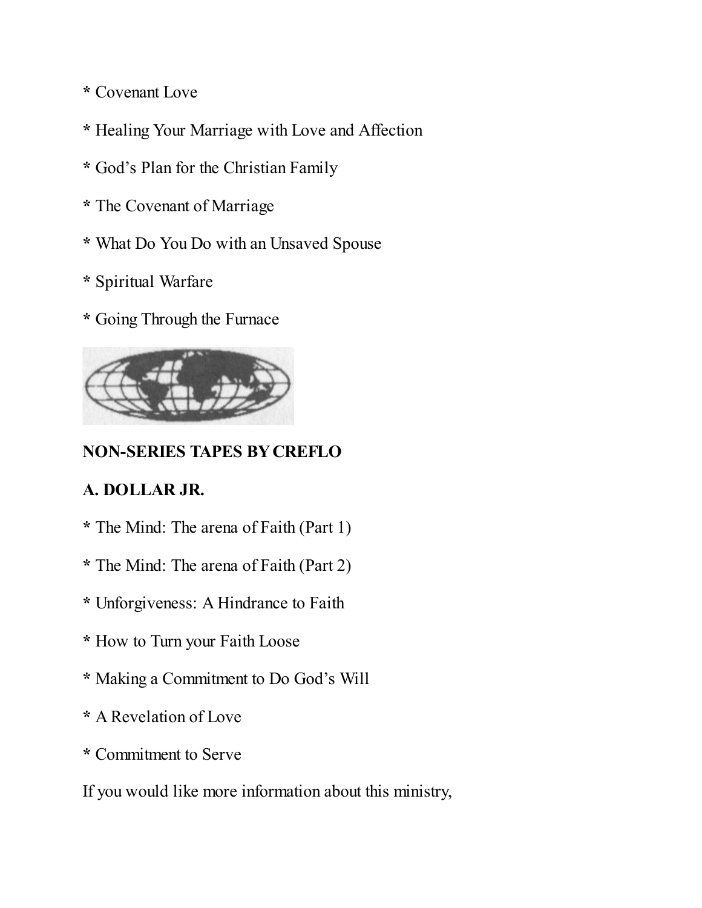* Covenant Love

* Healing Your Marriage with Love and Affection

* God's Plan for the Christian Family

* The Covenant of Marriage

* What Do You Do with an Unsaved Spouse

* Spiritual Warfare

* Going Through the Furnace

**NON-SERIES TAPES BY CREFLO**

**A. DOLLAR JR.**

* The Mind: The arena of Faith (Part 1)

* The Mind: The arena of Faith (Part 2)

* Unforgiveness: A Hindrance to Faith

* How to Turn your Faith Loose

* Making a Commitment to Do God's Will

* A Revelation of Love

* Commitment to Serve

If you would like more information about this ministry,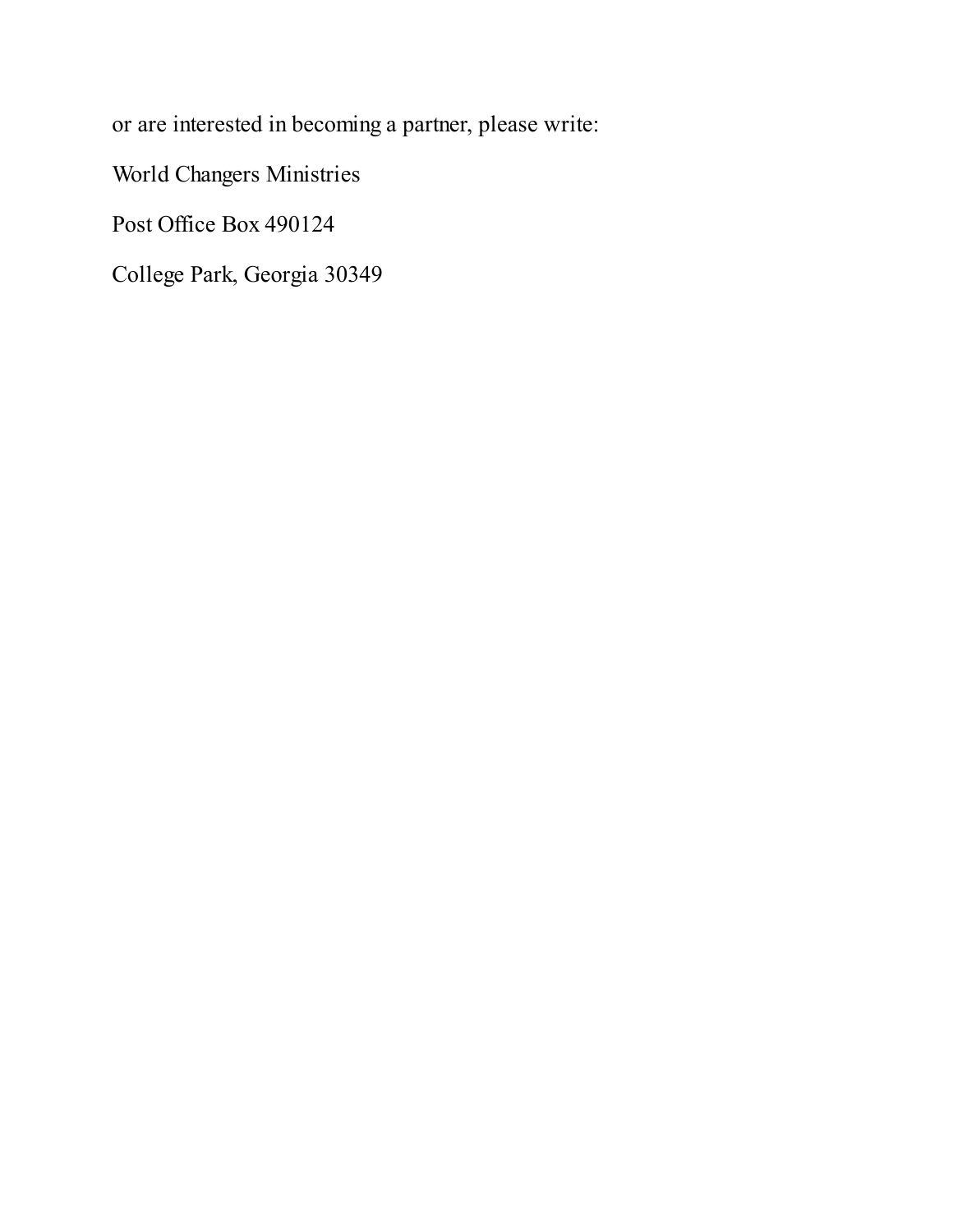or are interested in becoming a partner, please write:

World Changers Ministries

Post Office Box 490124

College Park, Georgia 30349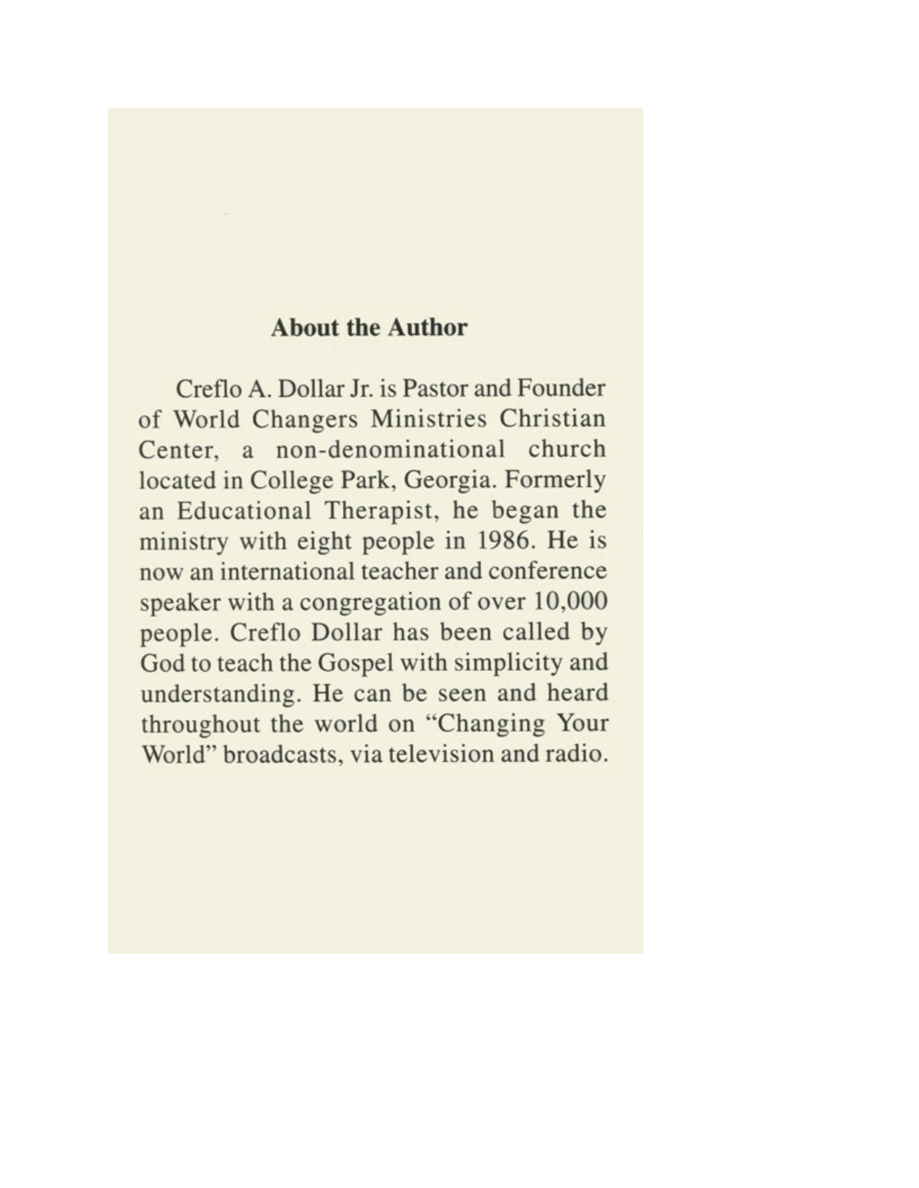## About the Author

Creflo A. Dollar Jr. is Pastor and Founder of World Changers Ministries Christian Center, a non-denominational church located in College Park, Georgia. Formerly an Educational Therapist, he began the ministry with eight people in 1986. He is now an international teacher and conference speaker with a congregation of over 10,000 people. Creflo Dollar has been called by God to teach the Gospel with simplicity and understanding. He can be seen and heard throughout the world on "Changing Your World" broadcasts, via television and radio.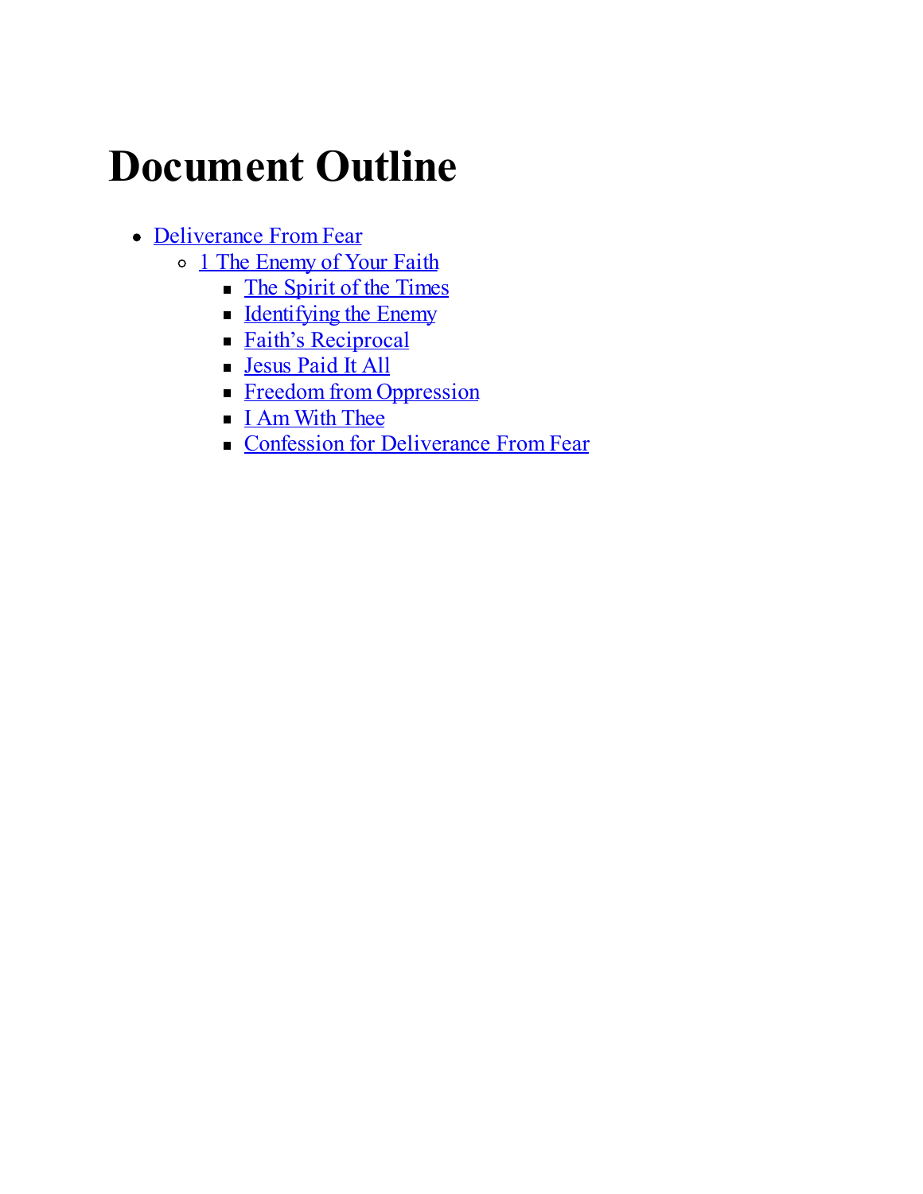# Document Outline

- Deliverance From Fear
  - 1 The Enemy of Your Faith
    - The Spirit of the Times
    - Identifying the Enemy
    - Faith's Reciprocal
    - Jesus Paid It All
    - Freedom from Oppression
    - I Am With Thee
    - Confession for Deliverance From Fear